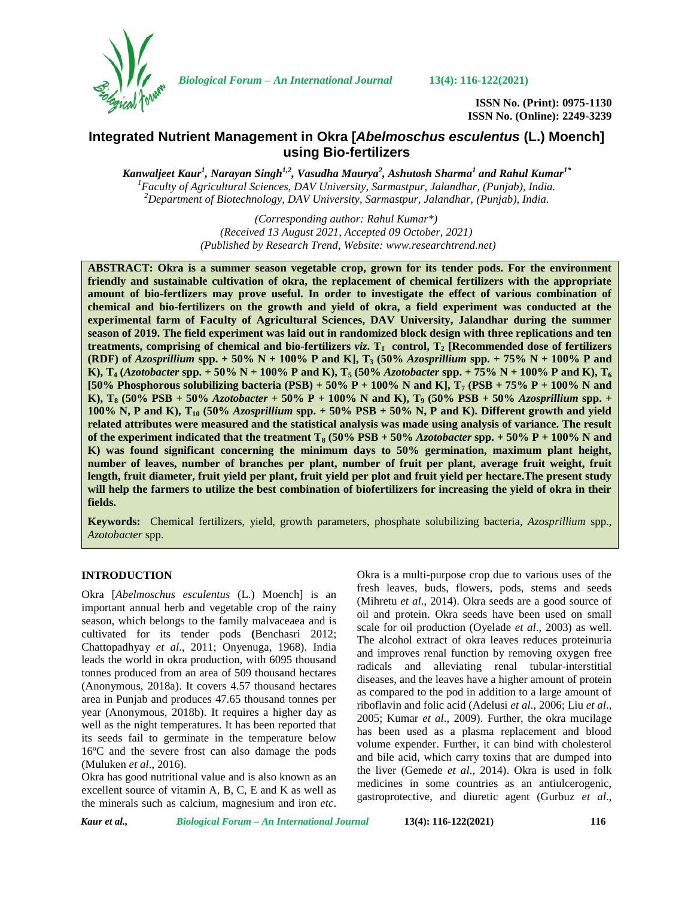ISSN No. (Print): 0975-1130
ISSN No. (Online): 2249-3239

# Integrated Nutrient Management in Okra [*Abelmoschus esculentus* (L.) Moench] using Bio-fertilizers

***Kanwaljeet Kaur*[1]*, Narayan Singh*[1,2]*, Vasudha Maurya*[2]*, Ashutosh Sharma*[1] *and Rahul Kumar*[1*]**

[1]*Faculty of Agricultural Sciences, DAV University, Sarmastpur, Jalandhar, (Punjab), India.*
[2]*Department of Biotechnology, DAV University, Sarmastpur, Jalandhar, (Punjab), India.*

*(Corresponding author: Rahul Kumar\*)*
*(Received 13 August 2021, Accepted 09 October, 2021)*
*(Published by Research Trend, Website: www.researchtrend.net)*

**ABSTRACT: Okra is a summer season vegetable crop, grown for its tender pods. For the environment friendly and sustainable cultivation of okra, the replacement of chemical fertilizers with the appropriate amount of bio-fertlizers may prove useful. In order to investigate the effect of various combination of chemical and bio-fertilizers on the growth and yield of okra, a field experiment was conducted at the experimental farm of Faculty of Agricultural Sciences, DAV University, Jalandhar during the summer season of 2019. The field experiment was laid out in randomized block design with three replications and ten treatments, comprising of chemical and bio-fertilizers *viz.* $T_1$ control, $T_2$ [Recommended dose of fertilizers (RDF) of *Azosprillium* spp. + 50% N + 100% P and K], $T_3$ (50% *Azosprillium* spp. + 75% N + 100% P and K), $T_4$ (*Azotobacter* spp. + 50% N + 100% P and K), $T_5$ (50% *Azotobacter* spp. + 75% N + 100% P and K), $T_6$ [50% Phosphorous solubilizing bacteria (PSB) + 50% P + 100% N and K], $T_7$ (PSB + 75% P + 100% N and K), $T_8$ (50% PSB + 50% *Azotobacter* + 50% P + 100% N and K), $T_9$ (50% PSB + 50% *Azosprillium* spp. + 100% N, P and K), $T_{10}$ (50% *Azosprillium* spp. + 50% PSB + 50% N, P and K). Different growth and yield related attributes were measured and the statistical analysis was made using analysis of variance. The result of the experiment indicated that the treatment $T_8$ (50% PSB + 50% *Azotobacter* spp. + 50% P + 100% N and K) was found significant concerning the minimum days to 50% germination, maximum plant height, number of leaves, number of branches per plant, number of fruit per plant, average fruit weight, fruit length, fruit diameter, fruit yield per plant, fruit yield per plot and fruit yield per hectare.The present study will help the farmers to utilize the best combination of biofertilizers for increasing the yield of okra in their fields.**

**Keywords:** Chemical fertilizers, yield, growth parameters, phosphate solubilizing bacteria, *Azosprillium* spp., *Azotobacter* spp.

## INTRODUCTION

Okra [*Abelmoschus esculentus* (L.) Moench] is an important annual herb and vegetable crop of the rainy season, which belongs to the family malvaceaea and is cultivated for its tender pods **(**Benchasri 2012; Chattopadhyay *et al*., 2011; Onyenuga, 1968). India leads the world in okra production, with 6095 thousand tonnes produced from an area of 509 thousand hectares (Anonymous, 2018a). It covers 4.57 thousand hectares area in Punjab and produces 47.65 thousand tonnes per year (Anonymous, 2018b). It requires a higher day as well as the night temperatures. It has been reported that its seeds fail to germinate in the temperature below 16ºC and the severe frost can also damage the pods (Muluken *et al*., 2016).

Okra has good nutritional value and is also known as an excellent source of vitamin A, B, C, E and K as well as the minerals such as calcium, magnesium and iron *etc*. Okra is a multi-purpose crop due to various uses of the fresh leaves, buds, flowers, pods, stems and seeds (Mihretu *et al*., 2014). Okra seeds are a good source of oil and protein. Okra seeds have been used on small scale for oil production (Oyelade *et al*., 2003) as well. The alcohol extract of okra leaves reduces proteinuria and improves renal function by removing oxygen free radicals and alleviating renal tubular-interstitial diseases, and the leaves have a higher amount of protein as compared to the pod in addition to a large amount of riboflavin and folic acid (Adelusi *et al*., 2006; Liu *et al*., 2005; Kumar *et al*., 2009). Further, the okra mucilage has been used as a plasma replacement and blood volume expender. Further, it can bind with cholesterol and bile acid, which carry toxins that are dumped into the liver (Gemede *et al*., 2014). Okra is used in folk medicines in some countries as an antiulcerogenic, gastroprotective, and diuretic agent (Gurbuz *et al*.,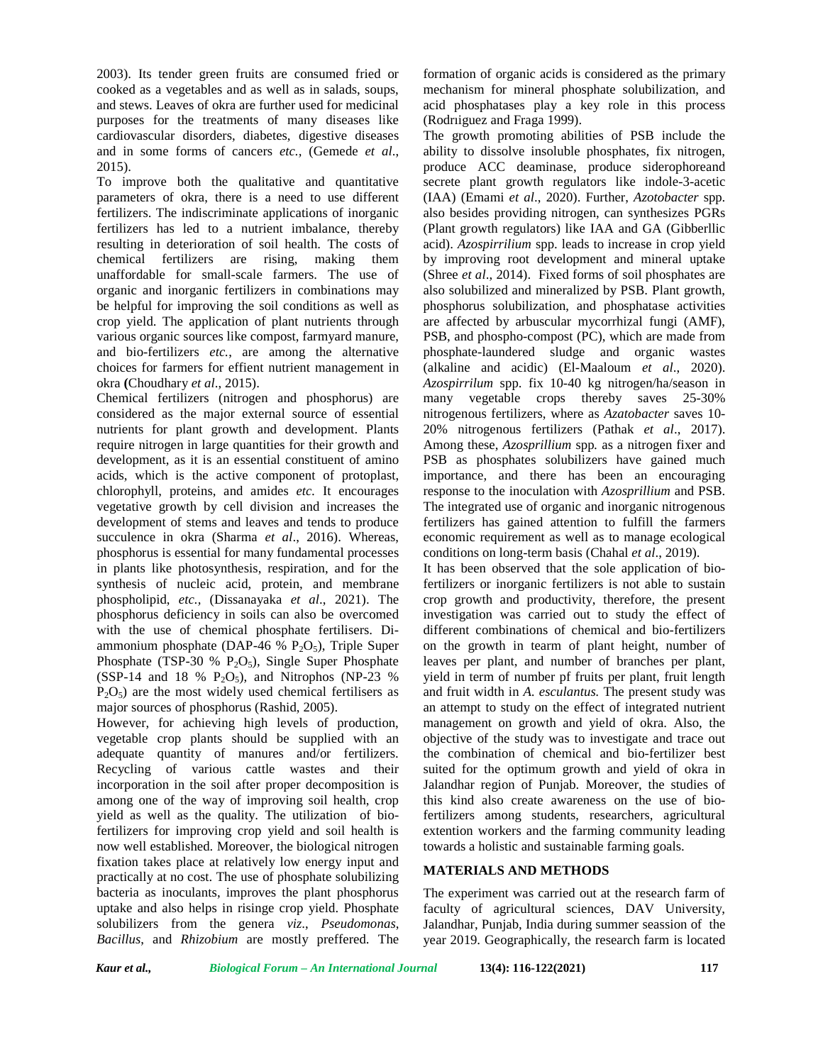2003). Its tender green fruits are consumed fried or cooked as a vegetables and as well as in salads, soups, and stews. Leaves of okra are further used for medicinal purposes for the treatments of many diseases like cardiovascular disorders, diabetes, digestive diseases and in some forms of cancers *etc.,* (Gemede *et al*., 2015).

To improve both the qualitative and quantitative parameters of okra, there is a need to use different fertilizers. The indiscriminate applications of inorganic fertilizers has led to a nutrient imbalance, thereby resulting in deterioration of soil health. The costs of chemical fertilizers are rising, making them unaffordable for small-scale farmers. The use of organic and inorganic fertilizers in combinations may be helpful for improving the soil conditions as well as crop yield. The application of plant nutrients through various organic sources like compost, farmyard manure, and bio-fertilizers *etc.*, are among the alternative choices for farmers for effient nutrient management in okra **(**Choudhary *et al*., 2015).

Chemical fertilizers (nitrogen and phosphorus) are considered as the major external source of essential nutrients for plant growth and development. Plants require nitrogen in large quantities for their growth and development, as it is an essential constituent of amino acids, which is the active component of protoplast, chlorophyll, proteins, and amides *etc.* It encourages vegetative growth by cell division and increases the development of stems and leaves and tends to produce succulence in okra (Sharma *et al*., 2016). Whereas, phosphorus is essential for many fundamental processes in plants like photosynthesis, respiration, and for the synthesis of nucleic acid, protein, and membrane phospholipid, *etc.,* (Dissanayaka *et al*., 2021). The phosphorus deficiency in soils can also be overcomed with the use of chemical phosphate fertilisers. Di-ammonium phosphate (DAP-46 % $P_2O_5$), Triple Super Phosphate (TSP-30 % $P_2O_5$), Single Super Phosphate (SSP-14 and 18 % $P_2O_5$), and Nitrophos (NP-23 % $P_2O_5$) are the most widely used chemical fertilisers as major sources of phosphorus (Rashid, 2005).

However, for achieving high levels of production, vegetable crop plants should be supplied with an adequate quantity of manures and/or fertilizers. Recycling of various cattle wastes and their incorporation in the soil after proper decomposition is among one of the way of improving soil health, crop yield as well as the quality. The utilization of bio-fertilizers for improving crop yield and soil health is now well established. Moreover, the biological nitrogen fixation takes place at relatively low energy input and practically at no cost. The use of phosphate solubilizing bacteria as inoculants, improves the plant phosphorus uptake and also helps in risinge crop yield. Phosphate solubilizers from the genera *viz*., *Pseudomonas*, *Bacillus*, and *Rhizobium* are mostly preffered. The formation of organic acids is considered as the primary mechanism for mineral phosphate solubilization, and acid phosphatases play a key role in this process (Rodriiguez and Fraga 1999).

The growth promoting abilities of PSB include the ability to dissolve insoluble phosphates, fix nitrogen, produce ACC deaminase, produce siderophoreand secrete plant growth regulators like indole-3-acetic (IAA) (Emami *et al*., 2020). Further, *Azotobacter* spp. also besides providing nitrogen, can synthesizes PGRs (Plant growth regulators) like IAA and GA (Gibberllic acid). *Azospirrilium* spp. leads to increase in crop yield by improving root development and mineral uptake (Shree *et al*., 2014). Fixed forms of soil phosphates are also solubilized and mineralized by PSB. Plant growth, phosphorus solubilization, and phosphatase activities are affected by arbuscular mycorrhizal fungi (AMF), PSB, and phospho-compost (PC), which are made from phosphate-laundered sludge and organic wastes (alkaline and acidic) (El-Maaloum *et al*., 2020). *Azospirrilum* spp. fix 10-40 kg nitrogen/ha/season in many vegetable crops thereby saves 25-30% nitrogenous fertilizers, where as *Azatobacter* saves 10-20% nitrogenous fertilizers (Pathak *et al*., 2017). Among these, *Azosprillium* spp*.* as a nitrogen fixer and PSB as phosphates solubilizers have gained much importance, and there has been an encouraging response to the inoculation with *Azosprillium* and PSB. The integrated use of organic and inorganic nitrogenous fertilizers has gained attention to fulfill the farmers economic requirement as well as to manage ecological conditions on long-term basis (Chahal *et al*., 2019).

It has been observed that the sole application of bio-fertilizers or inorganic fertilizers is not able to sustain crop growth and productivity, therefore, the present investigation was carried out to study the effect of different combinations of chemical and bio-fertilizers on the growth in tearm of plant height, number of leaves per plant, and number of branches per plant, yield in term of number pf fruits per plant, fruit length and fruit width in *A. esculantus.* The present study was an attempt to study on the effect of integrated nutrient management on growth and yield of okra. Also, the objective of the study was to investigate and trace out the combination of chemical and bio-fertilizer best suited for the optimum growth and yield of okra in Jalandhar region of Punjab. Moreover, the studies of this kind also create awareness on the use of bio-fertilizers among students, researchers, agricultural extention workers and the farming community leading towards a holistic and sustainable farming goals.

## MATERIALS AND METHODS

The experiment was carried out at the research farm of faculty of agricultural sciences, DAV University, Jalandhar, Punjab, India during summer seassion of the year 2019. Geographically, the research farm is located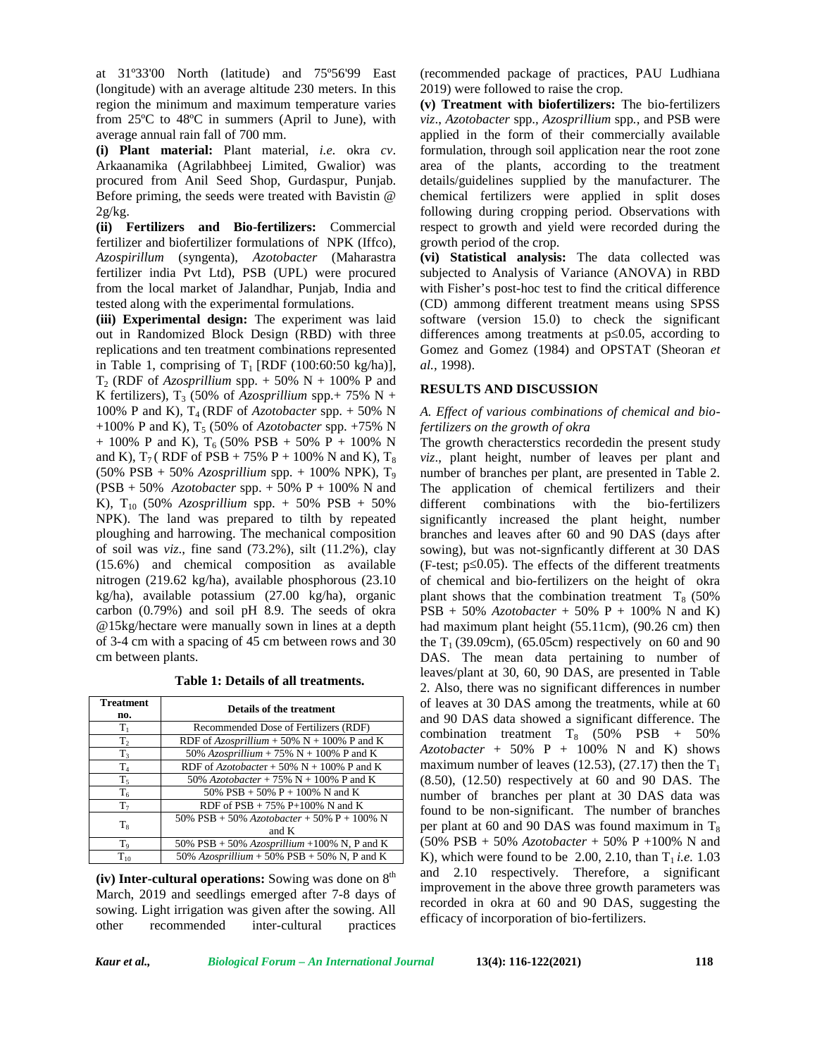at 31º33'00 North (latitude) and 75º56'99 East (longitude) with an average altitude 230 meters. In this region the minimum and maximum temperature varies from 25ºC to 48ºC in summers (April to June), with average annual rain fall of 700 mm.

**(i) Plant material:** Plant material, *i.e.* okra *cv*. Arkaanamika (Agrilabhbeej Limited, Gwalior) was procured from Anil Seed Shop, Gurdaspur, Punjab. Before priming, the seeds were treated with Bavistin @ 2g/kg.

**(ii) Fertilizers and Bio-fertilizers:** Commercial fertilizer and biofertilizer formulations of NPK (Iffco), *Azospirillum* (syngenta), *Azotobacter* (Maharastra fertilizer india Pvt Ltd), PSB (UPL) were procured from the local market of Jalandhar, Punjab, India and tested along with the experimental formulations.

**(iii) Experimental design:** The experiment was laid out in Randomized Block Design (RBD) with three replications and ten treatment combinations represented in Table 1, comprising of $T_1$ [RDF (100:60:50 kg/ha)], $T_2$ (RDF of *Azosprillium* spp. + 50% N + 100% P and K fertilizers), $T_3$ (50% of *Azosprillium* spp.+ 75% N + 100% P and K), $T_4$ (RDF of *Azotobacter* spp. + 50% N +100% P and K), $T_5$ (50% of *Azotobacter* spp. +75% N + 100% P and K), $T_6$ (50% PSB + 50% P + 100% N and K), $T_7$ ( RDF of PSB + 75% P + 100% N and K), $T_8$ (50% PSB + 50% *Azosprillium* spp. + 100% NPK), $T_9$ (PSB + 50% *Azotobacter* spp. + 50% P + 100% N and K), $T_{10}$ (50% *Azosprillium* spp. + 50% PSB + 50% NPK). The land was prepared to tilth by repeated ploughing and harrowing. The mechanical composition of soil was *viz*., fine sand (73.2%), silt (11.2%), clay (15.6%) and chemical composition as available nitrogen (219.62 kg/ha), available phosphorous (23.10 kg/ha), available potassium (27.00 kg/ha), organic carbon (0.79%) and soil pH 8.9. The seeds of okra @15kg/hectare were manually sown in lines at a depth of 3-4 cm with a spacing of 45 cm between rows and 30 cm between plants.

**Table 1: Details of all treatments.**

| Treatment no. | Details of the treatment |
|---|---|
| $T_1$ | Recommended Dose of Fertilizers (RDF) |
| $T_2$ | RDF of *Azosprillium* + 50% N + 100% P and K |
| $T_3$ | 50% *Azosprillium* + 75% N + 100% P and K |
| $T_4$ | RDF of *Azotobacter* + 50% N + 100% P and K |
| $T_5$ | 50% *Azotobacter* + 75% N + 100% P and K |
| $T_6$ | 50% PSB + 50% P + 100% N and K |
| $T_7$ | RDF of PSB + 75% P+100% N and K |
| $T_8$ | 50% PSB + 50% *Azotobacter* + 50% P + 100% N and K |
| $T_9$ | 50% PSB + 50% *Azosprillium* +100% N, P and K |
| $T_{10}$ | 50% *Azosprillium* + 50% PSB + 50% N, P and K |

**(iv) Inter-cultural operations:** Sowing was done on 8th March, 2019 and seedlings emerged after 7-8 days of sowing. Light irrigation was given after the sowing. All other recommended inter-cultural practices (recommended package of practices, PAU Ludhiana 2019) were followed to raise the crop.

**(v) Treatment with biofertilizers:** The bio-fertilizers *viz*., *Azotobacter* spp., *Azosprillium* spp., and PSB were applied in the form of their commercially available formulation, through soil application near the root zone area of the plants, according to the treatment details/guidelines supplied by the manufacturer. The chemical fertilizers were applied in split doses following during cropping period. Observations with respect to growth and yield were recorded during the growth period of the crop.

**(vi) Statistical analysis:** The data collected was subjected to Analysis of Variance (ANOVA) in RBD with Fisher's post-hoc test to find the critical difference (CD) ammong different treatment means using SPSS software (version 15.0) to check the significant differences among treatments at $p \leq 0.05$, according to Gomez and Gomez (1984) and OPSTAT (Sheoran *et al.*, 1998).

## RESULTS AND DISCUSSION

### *A. Effect of various combinations of chemical and bio-fertilizers on the growth of okra*

The growth cherecterstics recordedin the present study *viz*., plant height, number of leaves per plant and number of branches per plant, are presented in Table 2. The application of chemical fertilizers and their different combinations with the bio-fertilizers significantly increased the plant height, number branches and leaves after 60 and 90 DAS (days after sowing), but was not-signficantly different at 30 DAS (F-test; $p \leq 0.05$). The effects of the different treatments of chemical and bio-fertilizers on the height of okra plant shows that the combination treatment $T_8$ (50% PSB + 50% *Azotobacter* + 50% P + 100% N and K) had maximum plant height (55.11cm), (90.26 cm) then the $T_1$ (39.09cm), (65.05cm) respectively on 60 and 90 DAS. The mean data pertaining to number of leaves/plant at 30, 60, 90 DAS, are presented in Table 2. Also, there was no significant differences in number of leaves at 30 DAS among the treatments, while at 60 and 90 DAS data showed a significant difference. The combination treatment $T_8$ (50% PSB + 50% *Azotobacter* + 50% P + 100% N and K) shows maximum number of leaves (12.53), (27.17) then the $T_1$ (8.50), (12.50) respectively at 60 and 90 DAS. The number of branches per plant at 30 DAS data was found to be non-significant. The number of branches per plant at 60 and 90 DAS was found maximum in $T_8$ (50% PSB + 50% *Azotobacter* + 50% P +100% N and K), which were found to be 2.00, 2.10, than $T_1$ *i.e.* 1.03 and 2.10 respectively. Therefore, a significant improvement in the above three growth parameters was recorded in okra at 60 and 90 DAS, suggesting the efficacy of incorporation of bio-fertilizers.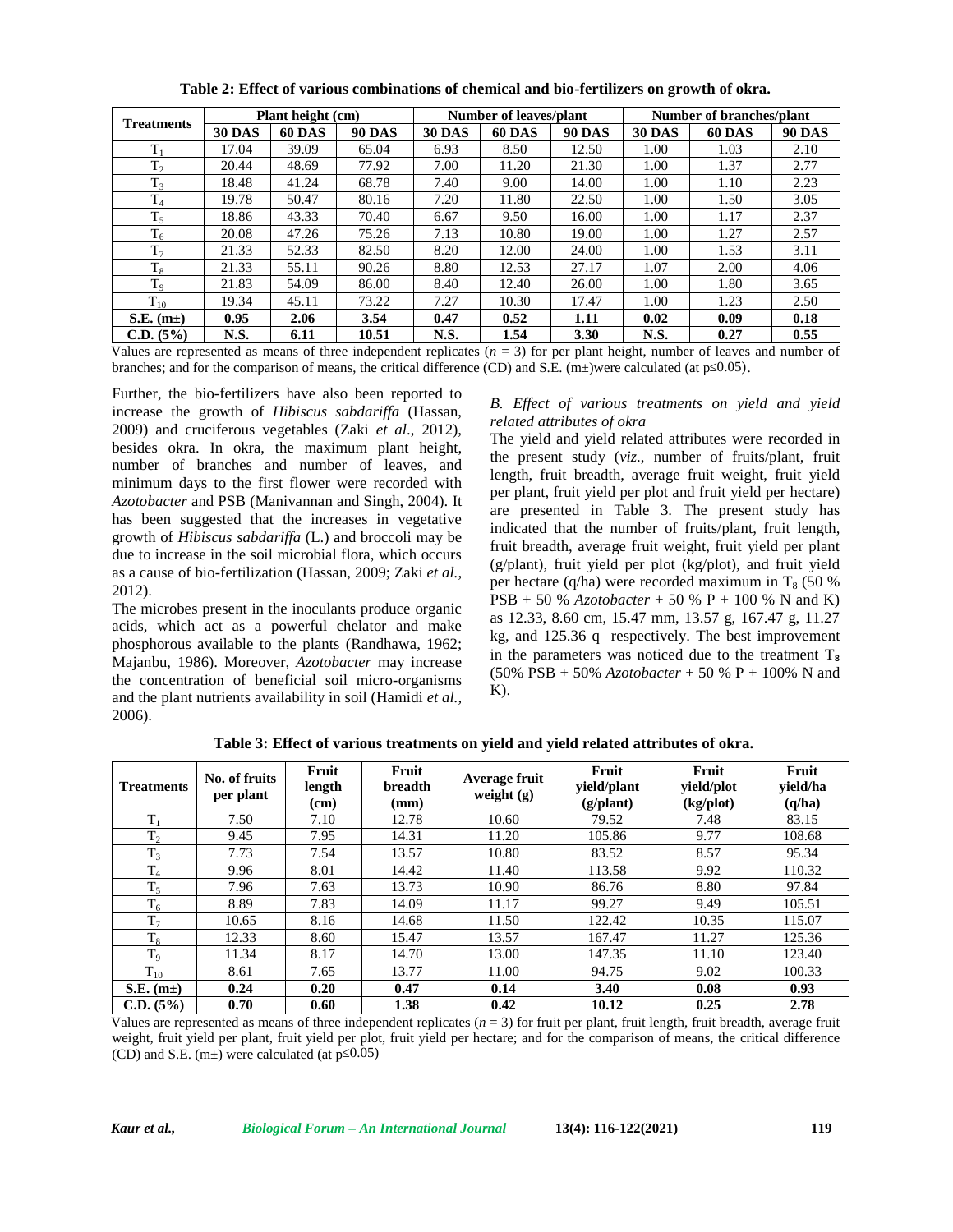**Table 2: Effect of various combinations of chemical and bio-fertilizers on growth of okra.**

| Treatments | Plant height (cm) | | | Number of leaves/plant | | | Number of branches/plant | | |
|---|---|---|---|---|---|---|---|---|---|
| | 30 DAS | 60 DAS | 90 DAS | 30 DAS | 60 DAS | 90 DAS | 30 DAS | 60 DAS | 90 DAS |
| $T_1$ | 17.04 | 39.09 | 65.04 | 6.93 | 8.50 | 12.50 | 1.00 | 1.03 | 2.10 |
| $T_2$ | 20.44 | 48.69 | 77.92 | 7.00 | 11.20 | 21.30 | 1.00 | 1.37 | 2.77 |
| $T_3$ | 18.48 | 41.24 | 68.78 | 7.40 | 9.00 | 14.00 | 1.00 | 1.10 | 2.23 |
| $T_4$ | 19.78 | 50.47 | 80.16 | 7.20 | 11.80 | 22.50 | 1.00 | 1.50 | 3.05 |
| $T_5$ | 18.86 | 43.33 | 70.40 | 6.67 | 9.50 | 16.00 | 1.00 | 1.17 | 2.37 |
| $T_6$ | 20.08 | 47.26 | 75.26 | 7.13 | 10.80 | 19.00 | 1.00 | 1.27 | 2.57 |
| $T_7$ | 21.33 | 52.33 | 82.50 | 8.20 | 12.00 | 24.00 | 1.00 | 1.53 | 3.11 |
| $T_8$ | 21.33 | 55.11 | 90.26 | 8.80 | 12.53 | 27.17 | 1.07 | 2.00 | 4.06 |
| $T_9$ | 21.83 | 54.09 | 86.00 | 8.40 | 12.40 | 26.00 | 1.00 | 1.80 | 3.65 |
| $T_{10}$ | 19.34 | 45.11 | 73.22 | 7.27 | 10.30 | 17.47 | 1.00 | 1.23 | 2.50 |
| **S.E. (m±)** | **0.95** | **2.06** | **3.54** | **0.47** | **0.52** | **1.11** | **0.02** | **0.09** | **0.18** |
| **C.D. (5%)** | **N.S.** | **6.11** | **10.51** | **N.S.** | **1.54** | **3.30** | **N.S.** | **0.27** | **0.55** |

Values are represented as means of three independent replicates ($n = 3$) for per plant height, number of leaves and number of branches; and for the comparison of means, the critical difference (CD) and S.E. (m±)were calculated (at $p \leq 0.05$).

Further, the bio-fertilizers have also been reported to increase the growth of *Hibiscus sabdariffa* (Hassan, 2009) and cruciferous vegetables (Zaki *et al*., 2012), besides okra. In okra, the maximum plant height, number of branches and number of leaves, and minimum days to the first flower were recorded with *Azotobacter* and PSB (Manivannan and Singh, 2004). It has been suggested that the increases in vegetative growth of *Hibiscus sabdariffa* (L.) and broccoli may be due to increase in the soil microbial flora, which occurs as a cause of bio-fertilization (Hassan, 2009; Zaki *et al.*, 2012).

The microbes present in the inoculants produce organic acids, which act as a powerful chelator and make phosphorous available to the plants (Randhawa, 1962; Majanbu, 1986). Moreover, *Azotobacter* may increase the concentration of beneficial soil micro-organisms and the plant nutrients availability in soil (Hamidi *et al.*, 2006).

*B. Effect of various treatments on yield and yield related attributes of okra*

The yield and yield related attributes were recorded in the present study (*viz*., number of fruits/plant, fruit length, fruit breadth, average fruit weight, fruit yield per plant, fruit yield per plot and fruit yield per hectare) are presented in Table 3. The present study has indicated that the number of fruits/plant, fruit length, fruit breadth, average fruit weight, fruit yield per plant (g/plant), fruit yield per plot (kg/plot), and fruit yield per hectare (q/ha) were recorded maximum in $T_8$ (50 % PSB + 50 % *Azotobacter* + 50 % P + 100 % N and K) as 12.33, 8.60 cm, 15.47 mm, 13.57 g, 167.47 g, 11.27 kg, and 125.36 q respectively. The best improvement in the parameters was noticed due to the treatment $T_8$ (50% PSB + 50% *Azotobacter* + 50 % P + 100% N and K).

**Table 3: Effect of various treatments on yield and yield related attributes of okra.**

| Treatments | No. of fruits per plant | Fruit length (cm) | Fruit breadth (mm) | Average fruit weight (g) | Fruit yield/plant (g/plant) | Fruit yield/plot (kg/plot) | Fruit yield/ha (q/ha) |
|---|---|---|---|---|---|---|---|
| $T_1$ | 7.50 | 7.10 | 12.78 | 10.60 | 79.52 | 7.48 | 83.15 |
| $T_2$ | 9.45 | 7.95 | 14.31 | 11.20 | 105.86 | 9.77 | 108.68 |
| $T_3$ | 7.73 | 7.54 | 13.57 | 10.80 | 83.52 | 8.57 | 95.34 |
| $T_4$ | 9.96 | 8.01 | 14.42 | 11.40 | 113.58 | 9.92 | 110.32 |
| $T_5$ | 7.96 | 7.63 | 13.73 | 10.90 | 86.76 | 8.80 | 97.84 |
| $T_6$ | 8.89 | 7.83 | 14.09 | 11.17 | 99.27 | 9.49 | 105.51 |
| $T_7$ | 10.65 | 8.16 | 14.68 | 11.50 | 122.42 | 10.35 | 115.07 |
| $T_8$ | 12.33 | 8.60 | 15.47 | 13.57 | 167.47 | 11.27 | 125.36 |
| $T_9$ | 11.34 | 8.17 | 14.70 | 13.00 | 147.35 | 11.10 | 123.40 |
| $T_{10}$ | 8.61 | 7.65 | 13.77 | 11.00 | 94.75 | 9.02 | 100.33 |
| **S.E. (m±)** | **0.24** | **0.20** | **0.47** | **0.14** | **3.40** | **0.08** | **0.93** |
| **C.D. (5%)** | **0.70** | **0.60** | **1.38** | **0.42** | **10.12** | **0.25** | **2.78** |

Values are represented as means of three independent replicates ($n = 3$) for fruit per plant, fruit length, fruit breadth, average fruit weight, fruit yield per plant, fruit yield per plot, fruit yield per hectare; and for the comparison of means, the critical difference (CD) and S.E. (m±) were calculated (at $p \leq 0.05$)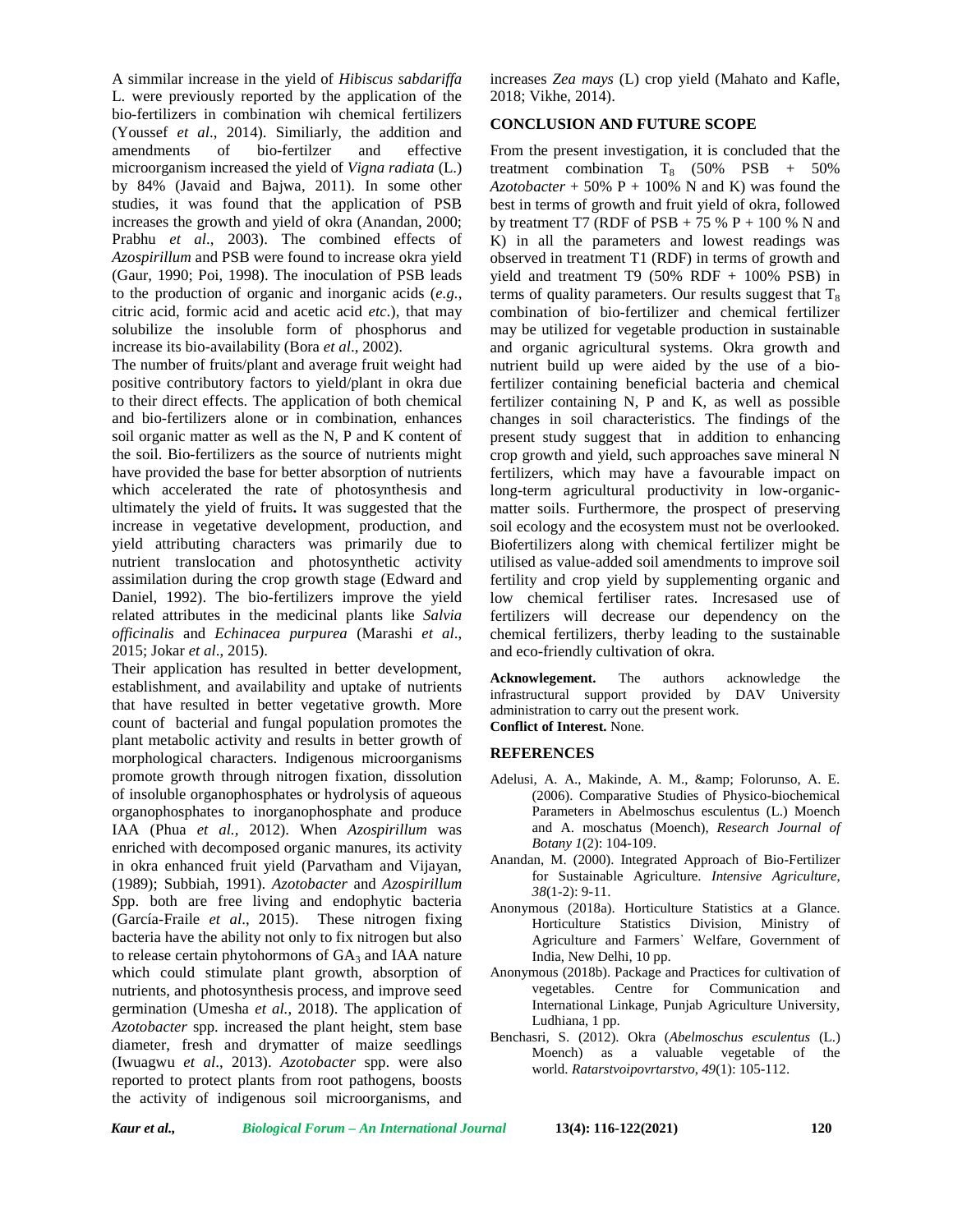A simmilar increase in the yield of *Hibiscus sabdariffa* L. were previously reported by the application of the bio-fertilizers in combination wih chemical fertilizers (Youssef *et al*., 2014). Similiarly, the addition and amendments of bio-fertilzer and effective microorganism increased the yield of *Vigna radiata* (L.) by 84% (Javaid and Bajwa, 2011). In some other studies, it was found that the application of PSB increases the growth and yield of okra (Anandan, 2000; Prabhu *et al*., 2003). The combined effects of *Azospirillum* and PSB were found to increase okra yield (Gaur, 1990; Poi, 1998). The inoculation of PSB leads to the production of organic and inorganic acids (*e.g.*, citric acid, formic acid and acetic acid *etc*.), that may solubilize the insoluble form of phosphorus and increase its bio-availability (Bora *et al*., 2002).

The number of fruits/plant and average fruit weight had positive contributory factors to yield/plant in okra due to their direct effects. The application of both chemical and bio-fertilizers alone or in combination, enhances soil organic matter as well as the N, P and K content of the soil. Bio-fertilizers as the source of nutrients might have provided the base for better absorption of nutrients which accelerated the rate of photosynthesis and ultimately the yield of fruits**.** It was suggested that the increase in vegetative development, production, and yield attributing characters was primarily due to nutrient translocation and photosynthetic activity assimilation during the crop growth stage (Edward and Daniel, 1992). The bio-fertilizers improve the yield related attributes in the medicinal plants like *Salvia officinalis* and *Echinacea purpurea* (Marashi *et al*., 2015; Jokar *et al*., 2015).

Their application has resulted in better development, establishment, and availability and uptake of nutrients that have resulted in better vegetative growth. More count of bacterial and fungal population promotes the plant metabolic activity and results in better growth of morphological characters. Indigenous microorganisms promote growth through nitrogen fixation, dissolution of insoluble organophosphates or hydrolysis of aqueous organophosphates to inorganophosphate and produce IAA (Phua *et al.,* 2012). When *Azospirillum* was enriched with decomposed organic manures, its activity in okra enhanced fruit yield (Parvatham and Vijayan, (1989); Subbiah, 1991). *Azotobacter* and *Azospirillum S*pp. both are free living and endophytic bacteria (García-Fraile *et al*., 2015). These nitrogen fixing bacteria have the ability not only to fix nitrogen but also to release certain phytohormons of $GA_3$ and IAA nature which could stimulate plant growth, absorption of nutrients, and photosynthesis process, and improve seed germination (Umesha *et al.*, 2018). The application of *Azotobacter* spp. increased the plant height, stem base diameter, fresh and drymatter of maize seedlings (Iwuagwu *et al*., 2013). *Azotobacter* spp. were also reported to protect plants from root pathogens, boosts the activity of indigenous soil microorganisms, and increases *Zea mays* (L) crop yield (Mahato and Kafle, 2018; Vikhe, 2014).

## CONCLUSION AND FUTURE SCOPE

From the present investigation, it is concluded that the treatment combination $T_8$ (50% PSB + 50% *Azotobacter* + 50% P + 100% N and K) was found the best in terms of growth and fruit yield of okra, followed by treatment T7 (RDF of PSB + 75 % P + 100 % N and K) in all the parameters and lowest readings was observed in treatment T1 (RDF) in terms of growth and yield and treatment T9 (50% RDF + 100% PSB) in terms of quality parameters. Our results suggest that $T_8$ combination of bio-fertilizer and chemical fertilizer may be utilized for vegetable production in sustainable and organic agricultural systems. Okra growth and nutrient build up were aided by the use of a bio-fertilizer containing beneficial bacteria and chemical fertilizer containing N, P and K, as well as possible changes in soil characteristics. The findings of the present study suggest that in addition to enhancing crop growth and yield, such approaches save mineral N fertilizers, which may have a favourable impact on long-term agricultural productivity in low-organic-matter soils. Furthermore, the prospect of preserving soil ecology and the ecosystem must not be overlooked. Biofertilizers along with chemical fertilizer might be utilised as value-added soil amendments to improve soil fertility and crop yield by supplementing organic and low chemical fertiliser rates. Incresased use of fertilizers will decrease our dependency on the chemical fertilizers, therby leading to the sustainable and eco-friendly cultivation of okra.

**Acknowlegement.** The authors acknowledge the infrastructural support provided by DAV University administration to carry out the present work.

**Conflict of Interest.** None.

## REFERENCES

Adelusi, A. A., Makinde, A. M., &amp; Folorunso, A. E. (2006). Comparative Studies of Physico-biochemical Parameters in Abelmoschus esculentus (L.) Moench and A. moschatus (Moench), *Research Journal of Botany 1*(2): 104-109.

Anandan, M. (2000). Integrated Approach of Bio-Fertilizer for Sustainable Agriculture. *Intensive Agriculture, 38*(1-2): 9-11.

Anonymous (2018a). Horticulture Statistics at a Glance. Horticulture Statistics Division, Ministry of Agriculture and Farmers' Welfare, Government of India, New Delhi, 10 pp.

Anonymous (2018b). Package and Practices for cultivation of vegetables. Centre for Communication and International Linkage, Punjab Agriculture University, Ludhiana, 1 pp.

Benchasri, S. (2012). Okra (*Abelmoschus esculentus* (L.) Moench) as a valuable vegetable of the world. *Ratarstvoipovrtarstvo, 49*(1): 105-112.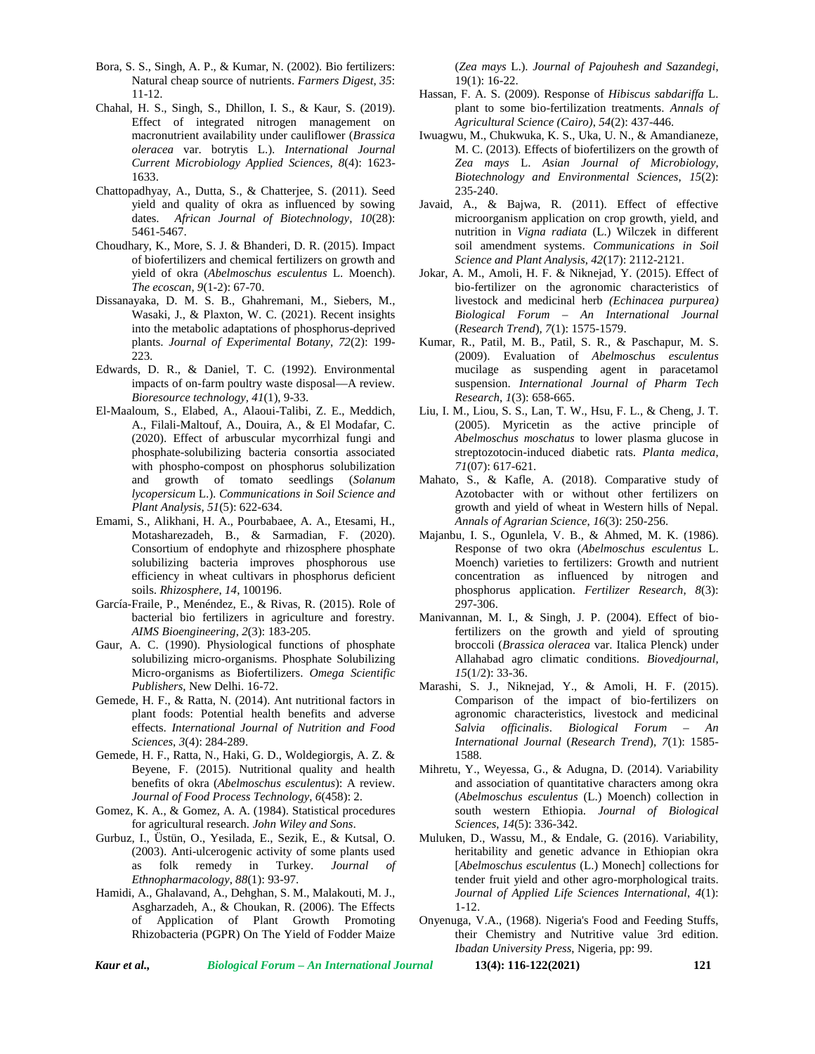Bora, S. S., Singh, A. P., & Kumar, N. (2002). Bio fertilizers: Natural cheap source of nutrients. *Farmers Digest*, *35*: 11-12.

Chahal, H. S., Singh, S., Dhillon, I. S., & Kaur, S. (2019). Effect of integrated nitrogen management on macronutrient availability under cauliflower (*Brassica oleracea* var. botrytis L.). *International Journal Current Microbiology Applied Sciences*, *8*(4): 1623-1633.

Chattopadhyay, A., Dutta, S., & Chatterjee, S. (2011). Seed yield and quality of okra as influenced by sowing dates. *African Journal of Biotechnology*, *10*(28): 5461-5467.

Choudhary, K., More, S. J. & Bhanderi, D. R. (2015). Impact of biofertilizers and chemical fertilizers on growth and yield of okra (*Abelmoschus esculentus* L. Moench). *The ecoscan*, *9*(1-2): 67-70.

Dissanayaka, D. M. S. B., Ghahremani, M., Siebers, M., Wasaki, J., & Plaxton, W. C. (2021). Recent insights into the metabolic adaptations of phosphorus-deprived plants. *Journal of Experimental Botany*, *72*(2): 199-223.

Edwards, D. R., & Daniel, T. C. (1992). Environmental impacts of on-farm poultry waste disposal—A review. *Bioresource technology*, *41*(1), 9-33.

El-Maaloum, S., Elabed, A., Alaoui-Talibi, Z. E., Meddich, A., Filali-Maltouf, A., Douira, A., & El Modafar, C. (2020). Effect of arbuscular mycorrhizal fungi and phosphate-solubilizing bacteria consortia associated with phospho-compost on phosphorus solubilization and growth of tomato seedlings (*Solanum lycopersicum* L.). *Communications in Soil Science and Plant Analysis*, *51*(5): 622-634.

Emami, S., Alikhani, H. A., Pourbabaee, A. A., Etesami, H., Motasharezadeh, B., & Sarmadian, F. (2020). Consortium of endophyte and rhizosphere phosphate solubilizing bacteria improves phosphorous use efficiency in wheat cultivars in phosphorus deficient soils. *Rhizosphere*, *14*, 100196.

García-Fraile, P., Menéndez, E., & Rivas, R. (2015). Role of bacterial bio fertilizers in agriculture and forestry. *AIMS Bioengineering*, *2*(3): 183-205.

Gaur, A. C. (1990). Physiological functions of phosphate solubilizing micro-organisms. Phosphate Solubilizing Micro-organisms as Biofertilizers. *Omega Scientific Publishers*, New Delhi. 16-72.

Gemede, H. F., & Ratta, N. (2014). Ant nutritional factors in plant foods: Potential health benefits and adverse effects. *International Journal of Nutrition and Food Sciences*, *3*(4): 284-289.

Gemede, H. F., Ratta, N., Haki, G. D., Woldegiorgis, A. Z. & Beyene, F. (2015). Nutritional quality and health benefits of okra (*Abelmoschus esculentus*): A review. *Journal of Food Process Technology*, *6*(458): 2.

Gomez, K. A., & Gomez, A. A. (1984). Statistical procedures for agricultural research. *John Wiley and Sons*.

Gurbuz, I., Üstün, O., Yesilada, E., Sezik, E., & Kutsal, O. (2003). Anti-ulcerogenic activity of some plants used as folk remedy in Turkey. *Journal of Ethnopharmacology*, *88*(1): 93-97.

Hamidi, A., Ghalavand, A., Dehghan, S. M., Malakouti, M. J., Asgharzadeh, A., & Choukan, R. (2006). The Effects of Application of Plant Growth Promoting Rhizobacteria (PGPR) On The Yield of Fodder Maize (*Zea mays* L.). *Journal of Pajouhesh and Sazandegi*, 19(1): 16-22.

Hassan, F. A. S. (2009). Response of *Hibiscus sabdariffa* L. plant to some bio-fertilization treatments. *Annals of Agricultural Science (Cairo)*, *54*(2): 437-446.

Iwuagwu, M., Chukwuka, K. S., Uka, U. N., & Amandianeze, M. C. (2013). Effects of biofertilizers on the growth of *Zea mays* L. *Asian Journal of Microbiology, Biotechnology and Environmental Sciences*, *15*(2): 235-240.

Javaid, A., & Bajwa, R. (2011). Effect of effective microorganism application on crop growth, yield, and nutrition in *Vigna radiata* (L.) Wilczek in different soil amendment systems. *Communications in Soil Science and Plant Analysis*, *42*(17): 2112-2121.

Jokar, A. M., Amoli, H. F. & Niknejad, Y. (2015). Effect of bio-fertilizer on the agronomic characteristics of livestock and medicinal herb *(Echinacea purpurea) Biological Forum – An International Journal* (*Research Trend*), *7*(1): 1575-1579.

Kumar, R., Patil, M. B., Patil, S. R., & Paschapur, M. S. (2009). Evaluation of *Abelmoschus esculentus* mucilage as suspending agent in paracetamol suspension. *International Journal of Pharm Tech Research*, *1*(3): 658-665.

Liu, I. M., Liou, S. S., Lan, T. W., Hsu, F. L., & Cheng, J. T. (2005). Myricetin as the active principle of *Abelmoschus moschatus* to lower plasma glucose in streptozotocin-induced diabetic rats. *Planta medica*, *71*(07): 617-621.

Mahato, S., & Kafle, A. (2018). Comparative study of Azotobacter with or without other fertilizers on growth and yield of wheat in Western hills of Nepal. *Annals of Agrarian Science*, *16*(3): 250-256.

Majanbu, I. S., Ogunlela, V. B., & Ahmed, M. K. (1986). Response of two okra (*Abelmoschus esculentus* L. Moench) varieties to fertilizers: Growth and nutrient concentration as influenced by nitrogen and phosphorus application. *Fertilizer Research*, *8*(3): 297-306.

Manivannan, M. I., & Singh, J. P. (2004). Effect of bio-fertilizers on the growth and yield of sprouting broccoli (*Brassica oleracea* var. Italica Plenck) under Allahabad agro climatic conditions. *Biovedjournal*, *15*(1/2): 33-36.

Marashi, S. J., Niknejad, Y., & Amoli, H. F. (2015). Comparison of the impact of bio-fertilizers on agronomic characteristics, livestock and medicinal *Salvia officinalis*. *Biological Forum – An International Journal* (*Research Trend*), *7*(1): 1585-1588.

Mihretu, Y., Weyessa, G., & Adugna, D. (2014). Variability and association of quantitative characters among okra (*Abelmoschus esculentus* (L.) Moench) collection in south western Ethiopia. *Journal of Biological Sciences*, *14*(5): 336-342.

Muluken, D., Wassu, M., & Endale, G. (2016). Variability, heritability and genetic advance in Ethiopian okra [*Abelmoschus esculentus* (L.) Monech] collections for tender fruit yield and other agro-morphological traits. *Journal of Applied Life Sciences International*, *4*(1): 1-12.

Onyenuga, V.A., (1968). Nigeria's Food and Feeding Stuffs, their Chemistry and Nutritive value 3rd edition. *Ibadan University Press*, Nigeria, pp: 99.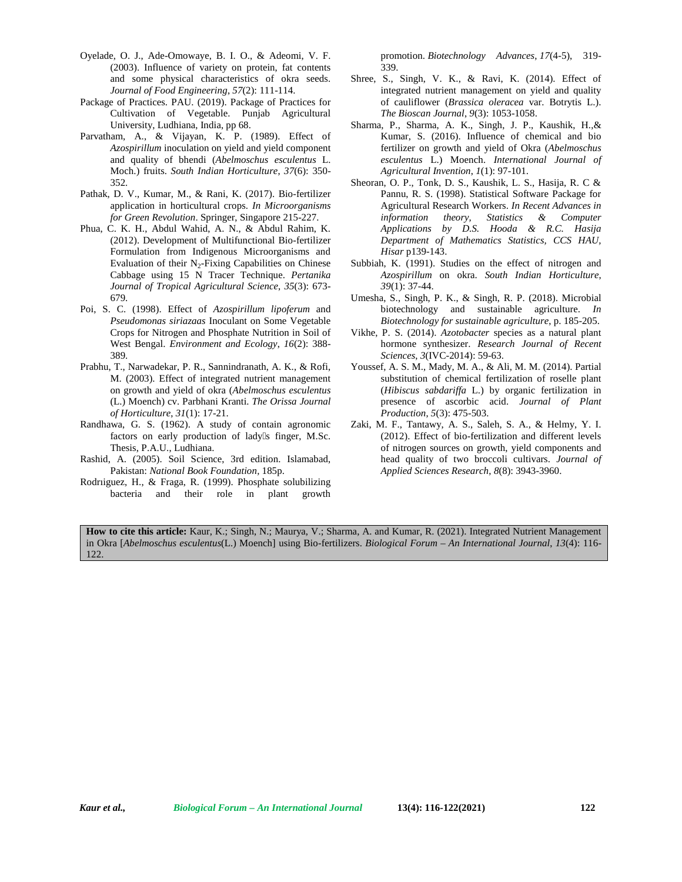Oyelade, O. J., Ade-Omowaye, B. I. O., & Adeomi, V. F. (2003). Influence of variety on protein, fat contents and some physical characteristics of okra seeds. *Journal of Food Engineering*, *57*(2): 111-114.

Package of Practices. PAU. (2019). Package of Practices for Cultivation of Vegetable. Punjab Agricultural University, Ludhiana, India, pp 68.

Parvatham, A., & Vijayan, K. P. (1989). Effect of *Azospirillum* inoculation on yield and yield component and quality of bhendi (*Abelmoschus esculentus* L. Moch.) fruits. *South Indian Horticulture*, *37*(6): 350-352.

Pathak, D. V., Kumar, M., & Rani, K. (2017). Bio-fertilizer application in horticultural crops. *In Microorganisms for Green Revolution*. Springer, Singapore 215-227.

Phua, C. K. H., Abdul Wahid, A. N., & Abdul Rahim, K. (2012). Development of Multifunctional Bio-fertilizer Formulation from Indigenous Microorganisms and Evaluation of their $N_2$-Fixing Capabilities on Chinese Cabbage using 15 N Tracer Technique. *Pertanika Journal of Tropical Agricultural Science*, *35*(3): 673-679.

Poi, S. C. (1998). Effect of *Azospirillum lipoferum* and *Pseudomonas siriazaas* Inoculant on Some Vegetable Crops for Nitrogen and Phosphate Nutrition in Soil of West Bengal. *Environment and Ecology*, *16*(2): 388-389.

Prabhu, T., Narwadekar, P. R., Sannindranath, A. K., & Rofi, M. (2003). Effect of integrated nutrient management on growth and yield of okra (*Abelmoschus esculentus* (L.) Moench) cv. Parbhani Kranti. *The Orissa Journal of Horticulture*, *31*(1): 17-21.

Randhawa, G. S. (1962). A study of contain agronomic factors on early production of lady's finger, M.Sc. Thesis, P.A.U., Ludhiana.

Rashid, A. (2005). Soil Science, 3rd edition. Islamabad, Pakistan: *National Book Foundation*, 185p.

Rodrıguez, H., & Fraga, R. (1999). Phosphate solubilizing bacteria and their role in plant growth promotion. *Biotechnology Advances*, *17*(4-5), 319-339.

Shree, S., Singh, V. K., & Ravi, K. (2014). Effect of integrated nutrient management on yield and quality of cauliflower (*Brassica oleracea* var. Botrytis L.). *The Bioscan Journal*, *9*(3): 1053-1058.

Sharma, P., Sharma, A. K., Singh, J. P., Kaushik, H.,& Kumar, S. (2016). Influence of chemical and bio fertilizer on growth and yield of Okra (*Abelmoschus esculentus* L.) Moench. *International Journal of Agricultural Invention*, *1*(1): 97-101.

Sheoran, O. P., Tonk, D. S., Kaushik, L. S., Hasija, R. C & Pannu, R. S. (1998). Statistical Software Package for Agricultural Research Workers. *In Recent Advances in information theory, Statistics & Computer Applications by D.S. Hooda & R.C. Hasija Department of Mathematics Statistics, CCS HAU, Hisar* p139-143.

Subbiah, K. (1991). Studies on the effect of nitrogen and *Azospirillum* on okra. *South Indian Horticulture*, *39*(1): 37-44.

Umesha, S., Singh, P. K., & Singh, R. P. (2018). Microbial biotechnology and sustainable agriculture. *In Biotechnology for sustainable agriculture*, p. 185-205.

Vikhe, P. S. (2014). *Azotobacter* species as a natural plant hormone synthesizer. *Research Journal of Recent Sciences*, *3*(IVC-2014): 59-63.

Youssef, A. S. M., Mady, M. A., & Ali, M. M. (2014). Partial substitution of chemical fertilization of roselle plant (*Hibiscus sabdariffa* L.) by organic fertilization in presence of ascorbic acid. *Journal of Plant Production*, *5*(3): 475-503.

Zaki, M. F., Tantawy, A. S., Saleh, S. A., & Helmy, Y. I. (2012). Effect of bio-fertilization and different levels of nitrogen sources on growth, yield components and head quality of two broccoli cultivars. *Journal of Applied Sciences Research*, *8*(8): 3943-3960.

**How to cite this article:** Kaur, K.; Singh, N.; Maurya, V.; Sharma, A. and Kumar, R. (2021). Integrated Nutrient Management in Okra [*Abelmoschus esculentus*(L.) Moench] using Bio-fertilizers. *Biological Forum – An International Journal*, *13*(4): 116-122.